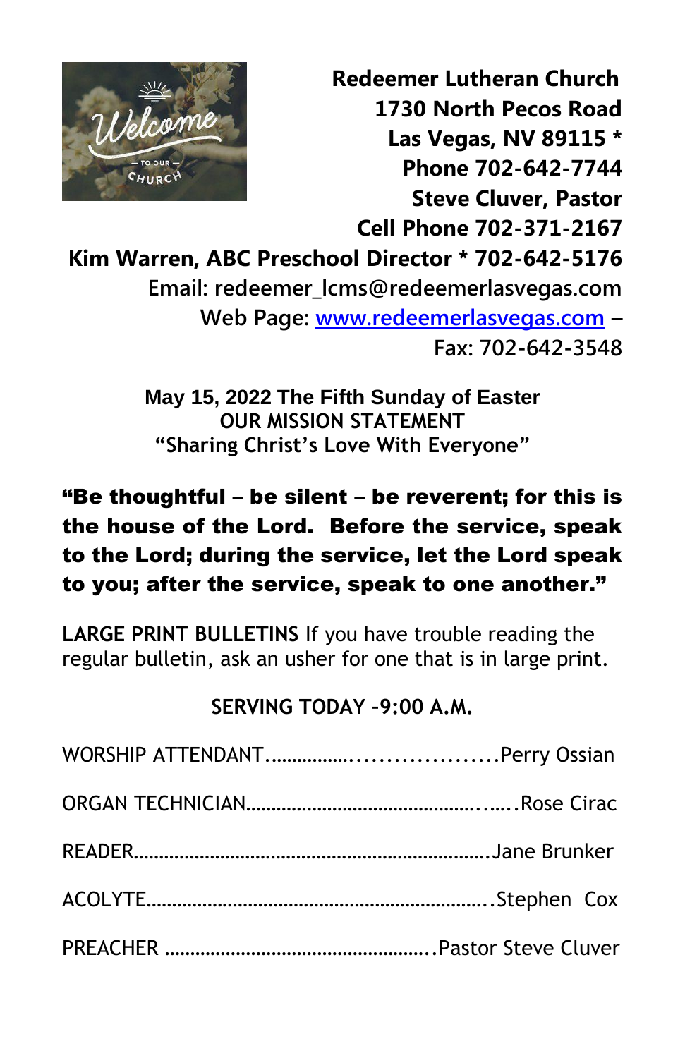**Redeemer Lutheran Church**
**1730 North Pecos Road**
**Las Vegas, NV 89115 ***
**Phone 702-642-7744**
**Steve Cluver, Pastor**
**Cell Phone 702-371-2167**
**Kim Warren, ABC Preschool Director * 702-642-5176**

Email: redeemer_lcms@redeemerlasvegas.com
Web Page: [www.redeemerlasvegas.com](http://www.redeemerlasvegas.com) –
Fax: 702-642-3548

**May 15, 2022 The Fifth Sunday of Easter**
**OUR MISSION STATEMENT**
**"Sharing Christ's Love With Everyone"**

**"Be thoughtful – be silent – be reverent; for this is the house of the Lord. Before the service, speak to the Lord; during the service, let the Lord speak to you; after the service, speak to one another."**

**LARGE PRINT BULLETINS** If you have trouble reading the regular bulletin, ask an usher for one that is in large print.

**SERVING TODAY -9:00 A.M.**

WORSHIP ATTENDANT..................................Perry Ossian

ORGAN TECHNICIAN..........................................Rose Cirac

READER.............................................................Jane Brunker

ACOLYTE...........................................................Stephen Cox

PREACHER ...............................................Pastor Steve Cluver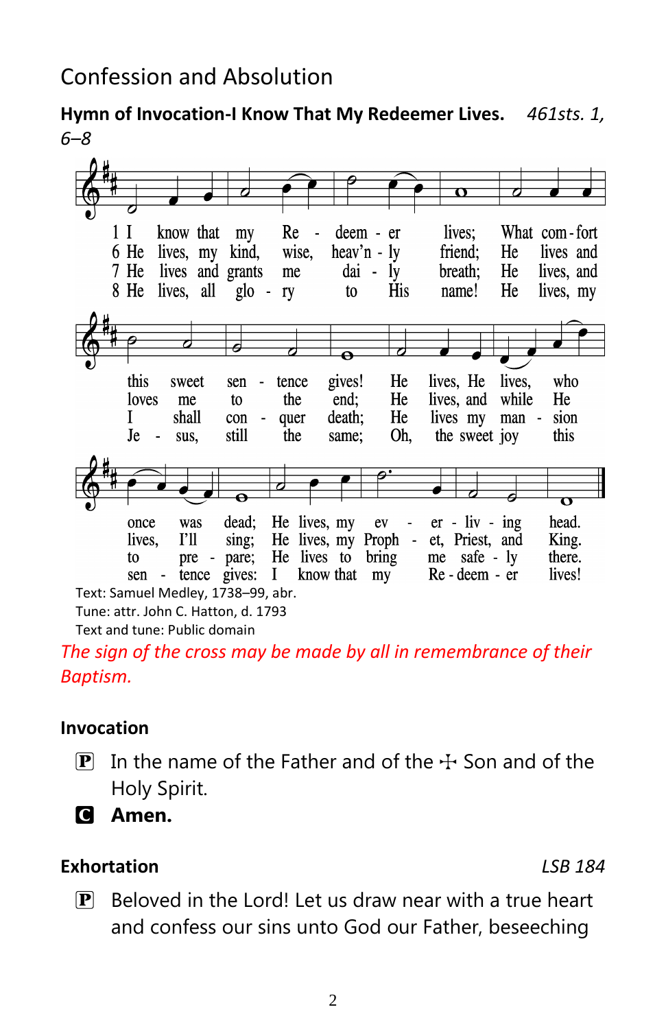## Confession and Absolution

**Hymn of Invocation-I Know That My Redeemer Lives.** *461sts. 1, 6–8*

1 I know that my Redeemer lives; What comfort this sweet sentence gives! He lives, He lives, who once was dead; He lives, my everliving head.

6 He lives, my kind, wise, heav'nly friend; He lives and loves me to the end; He lives, and while He lives, I'll sing; He lives, my Prophet, Priest, and King.

7 He lives and grants me daily breath; He lives, and I shall conquer death; He lives my mansion to prepare; He lives to bring me safely there.

8 He lives, all glory to His name! He lives, my Jesus, still the same; Oh, the sweet joy this sentence gives: I know that my Redeemer lives!

Text: Samuel Medley, 1738–99, abr.
Tune: attr. John C. Hatton, d. 1793
Text and tune: Public domain

*The sign of the cross may be made by all in remembrance of their Baptism.*

### Invocation

P In the name of the Father and of the ☩ Son and of the Holy Spirit.

**C Amen.**

### Exhortation *LSB 184*

P Beloved in the Lord! Let us draw near with a true heart and confess our sins unto God our Father, beseeching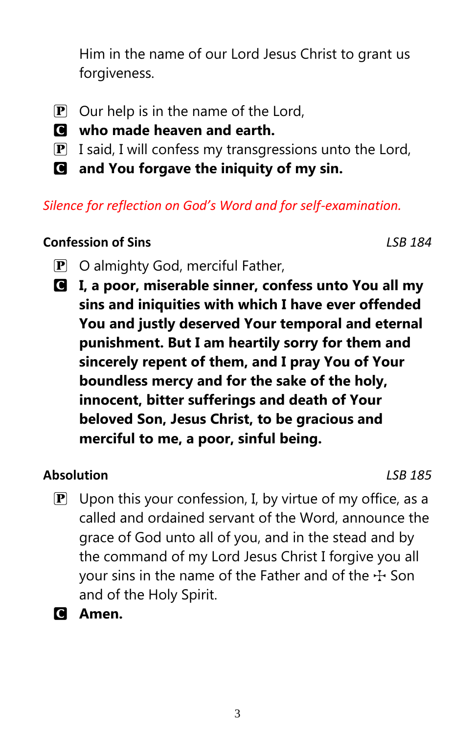Him in the name of our Lord Jesus Christ to grant us forgiveness.

P Our help is in the name of the Lord,
**C who made heaven and earth.**
P I said, I will confess my transgressions unto the Lord,
**C and You forgave the iniquity of my sin.**

*Silence for reflection on God's Word and for self-examination.*

**Confession of Sins** *LSB 184*

P O almighty God, merciful Father,
**C I, a poor, miserable sinner, confess unto You all my sins and iniquities with which I have ever offended You and justly deserved Your temporal and eternal punishment. But I am heartily sorry for them and sincerely repent of them, and I pray You of Your boundless mercy and for the sake of the holy, innocent, bitter sufferings and death of Your beloved Son, Jesus Christ, to be gracious and merciful to me, a poor, sinful being.**

**Absolution** *LSB 185*

P Upon this your confession, I, by virtue of my office, as a called and ordained servant of the Word, announce the grace of God unto all of you, and in the stead and by the command of my Lord Jesus Christ I forgive you all your sins in the name of the Father and of the ☩ Son and of the Holy Spirit.
**C Amen.**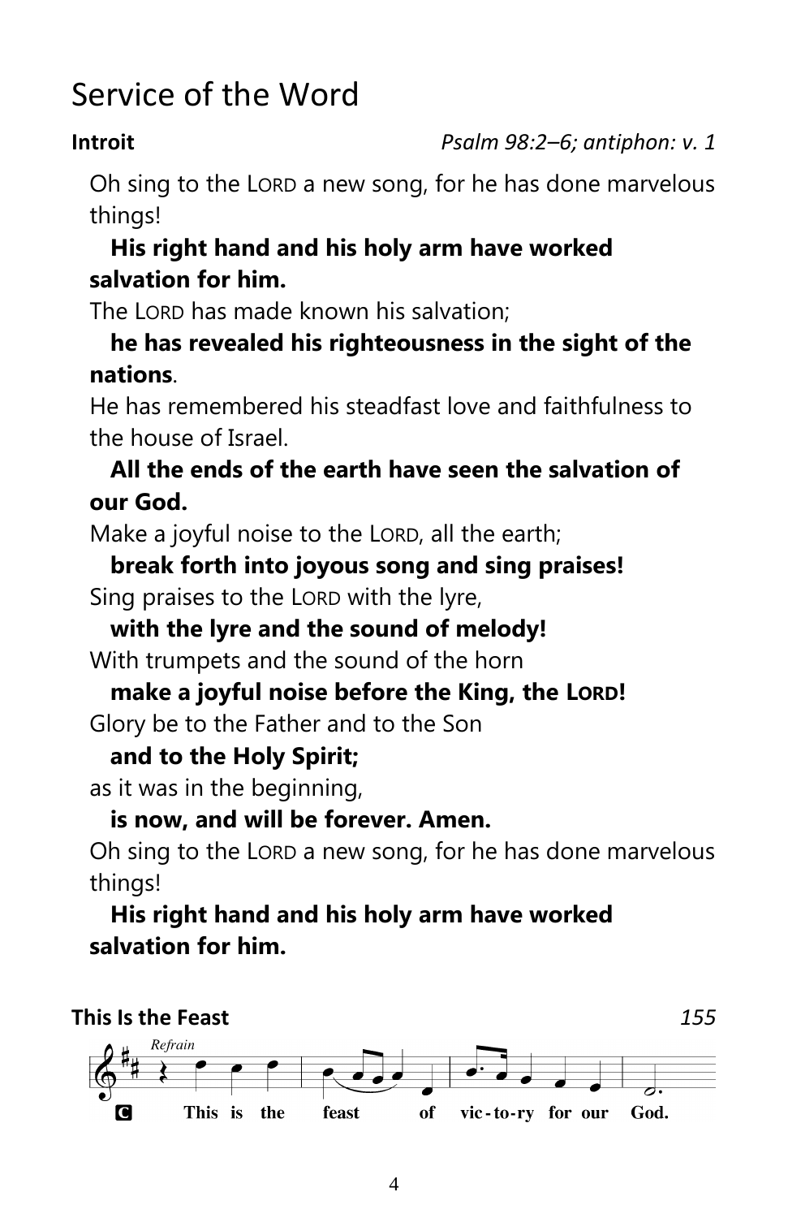# Service of the Word

**Introit** *Psalm 98:2–6; antiphon: v. 1*

Oh sing to the LORD a new song, for he has done marvelous things!

**His right hand and his holy arm have worked salvation for him.**

The LORD has made known his salvation;

**he has revealed his righteousness in the sight of the nations**.

He has remembered his steadfast love and faithfulness to the house of Israel.

**All the ends of the earth have seen the salvation of our God.**

Make a joyful noise to the LORD, all the earth;

**break forth into joyous song and sing praises!**

Sing praises to the LORD with the lyre,

**with the lyre and the sound of melody!**

With trumpets and the sound of the horn

**make a joyful noise before the King, the LORD!**

Glory be to the Father and to the Son

**and to the Holy Spirit;**

as it was in the beginning,

**is now, and will be forever. Amen.**

Oh sing to the LORD a new song, for he has done marvelous things!

**His right hand and his holy arm have worked salvation for him.**

**This Is the Feast** *155*

*Refrain*

C This is the feast of vic-to-ry for our God.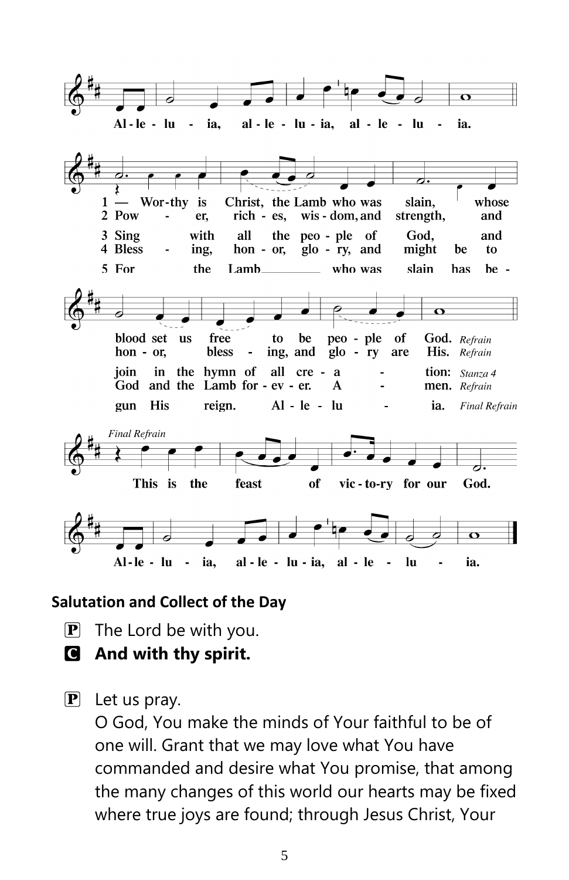Al-le-lu-ia, al-le-lu-ia, al-le-lu-ia.

1 — Wor-thy is Christ, the Lamb who was slain, whose blood set us free to be peo-ple of God. *Refrain*
2 Pow-er, rich-es, wis-dom, and strength, and hon-or, bless-ing, and glo-ry are His. *Refrain*
3 Sing with all the peo-ple of God, and join in the hymn of all cre-a-tion: *Stanza 4*
4 Bless-ing, hon-or, glo-ry, and might be to God and the Lamb for-ev-er. A-men. *Refrain*
5 For the Lamb who was slain has be-gun His reign. Al-le-lu-ia. *Final Refrain*

*Final Refrain*
This is the feast of vic-to-ry for our God.
Al-le-lu-ia, al-le-lu-ia, al-le-lu-ia.

**Salutation and Collect of the Day**

P The Lord be with you.
C **And with thy spirit.**

P Let us pray.
O God, You make the minds of Your faithful to be of one will. Grant that we may love what You have commanded and desire what You promise, that among the many changes of this world our hearts may be fixed where true joys are found; through Jesus Christ, Your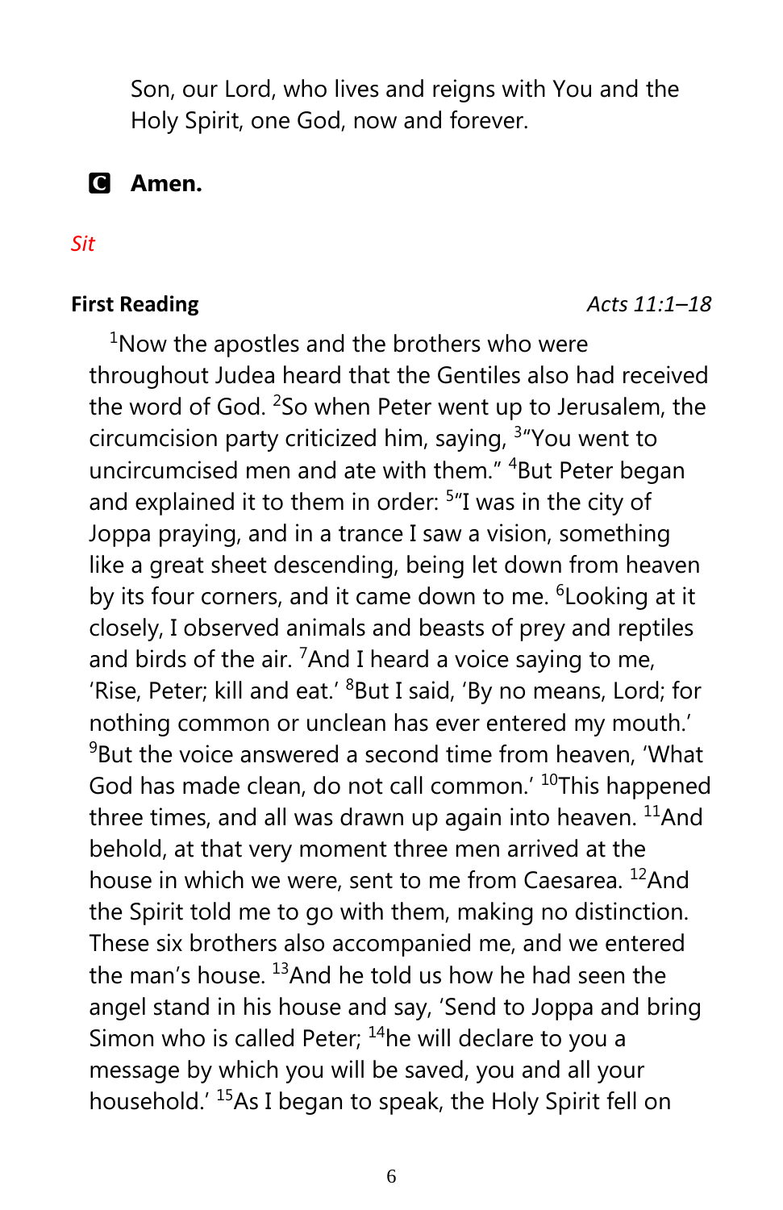Son, our Lord, who lives and reigns with You and the Holy Spirit, one God, now and forever.

**C** **Amen.**

*Sit*

**First Reading** *Acts 11:1–18*

[1]Now the apostles and the brothers who were throughout Judea heard that the Gentiles also had received the word of God. [2]So when Peter went up to Jerusalem, the circumcision party criticized him, saying, [3]"You went to uncircumcised men and ate with them." [4]But Peter began and explained it to them in order: [5]"I was in the city of Joppa praying, and in a trance I saw a vision, something like a great sheet descending, being let down from heaven by its four corners, and it came down to me. [6]Looking at it closely, I observed animals and beasts of prey and reptiles and birds of the air. [7]And I heard a voice saying to me, 'Rise, Peter; kill and eat.' [8]But I said, 'By no means, Lord; for nothing common or unclean has ever entered my mouth.' [9]But the voice answered a second time from heaven, 'What God has made clean, do not call common.' [10]This happened three times, and all was drawn up again into heaven. [11]And behold, at that very moment three men arrived at the house in which we were, sent to me from Caesarea. [12]And the Spirit told me to go with them, making no distinction. These six brothers also accompanied me, and we entered the man's house. [13]And he told us how he had seen the angel stand in his house and say, 'Send to Joppa and bring Simon who is called Peter; [14]he will declare to you a message by which you will be saved, you and all your household.' [15]As I began to speak, the Holy Spirit fell on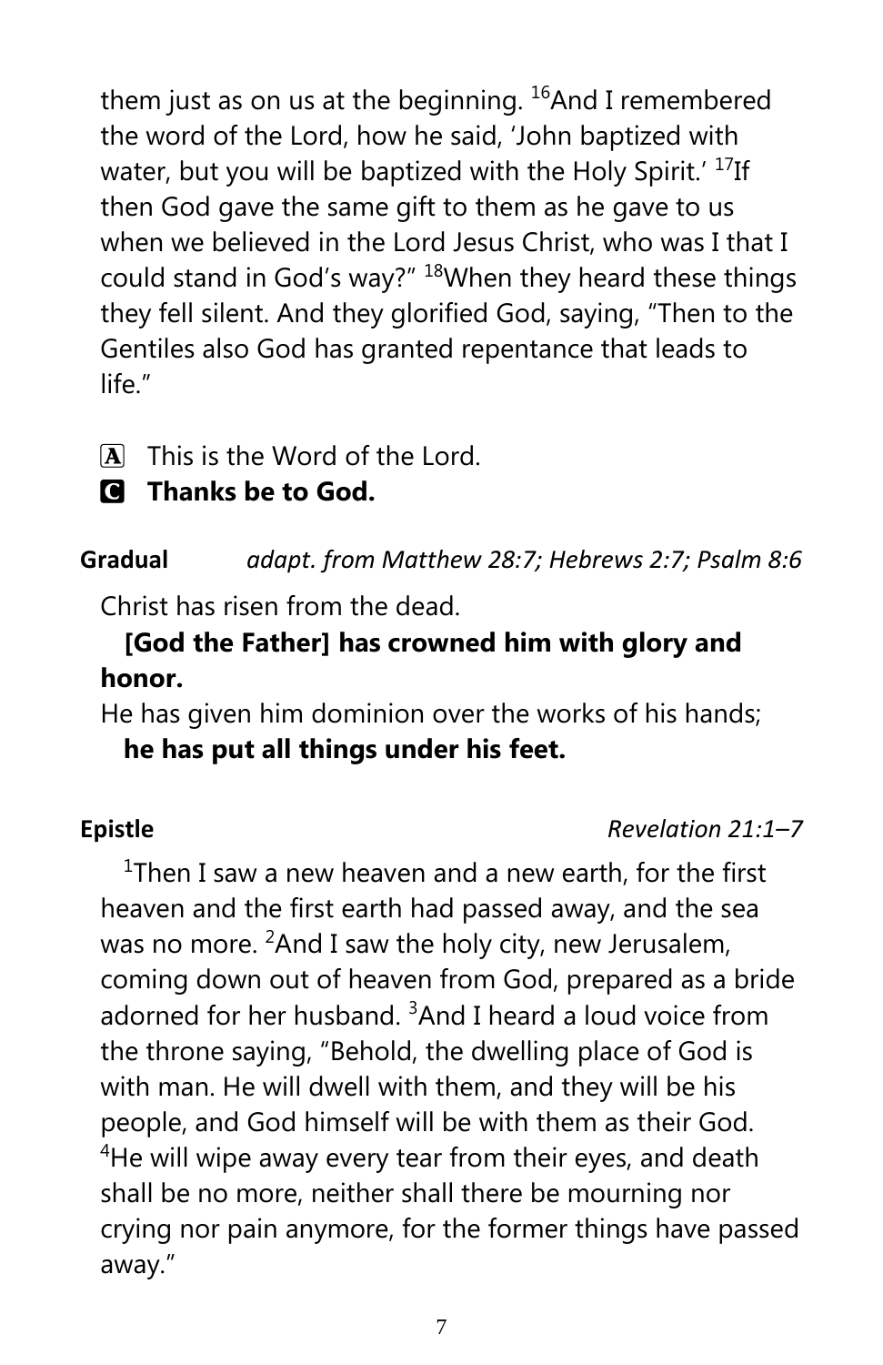them just as on us at the beginning. [16]And I remembered the word of the Lord, how he said, 'John baptized with water, but you will be baptized with the Holy Spirit.' [17]If then God gave the same gift to them as he gave to us when we believed in the Lord Jesus Christ, who was I that I could stand in God's way?" [18]When they heard these things they fell silent. And they glorified God, saying, "Then to the Gentiles also God has granted repentance that leads to life."

A This is the Word of the Lord.
**C Thanks be to God.**

**Gradual** *adapt. from Matthew 28:7; Hebrews 2:7; Psalm 8:6*

Christ has risen from the dead.
**[God the Father] has crowned him with glory and honor.**
He has given him dominion over the works of his hands;
**he has put all things under his feet.**

**Epistle** *Revelation 21:1–7*

[1]Then I saw a new heaven and a new earth, for the first heaven and the first earth had passed away, and the sea was no more. [2]And I saw the holy city, new Jerusalem, coming down out of heaven from God, prepared as a bride adorned for her husband. [3]And I heard a loud voice from the throne saying, "Behold, the dwelling place of God is with man. He will dwell with them, and they will be his people, and God himself will be with them as their God. [4]He will wipe away every tear from their eyes, and death shall be no more, neither shall there be mourning nor crying nor pain anymore, for the former things have passed away."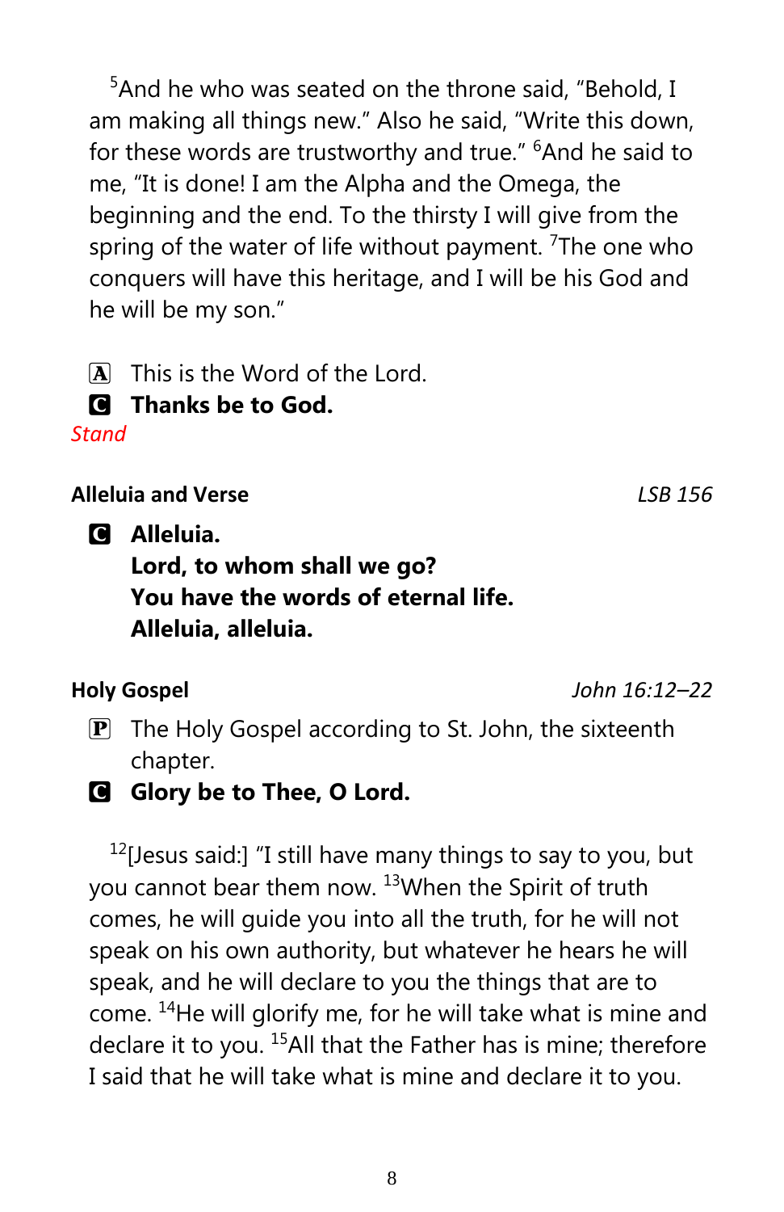[5]And he who was seated on the throne said, "Behold, I am making all things new." Also he said, "Write this down, for these words are trustworthy and true." [6]And he said to me, "It is done! I am the Alpha and the Omega, the beginning and the end. To the thirsty I will give from the spring of the water of life without payment. [7]The one who conquers will have this heritage, and I will be his God and he will be my son."

A This is the Word of the Lord.

**C Thanks be to God.**

*Stand*

**Alleluia and Verse** *LSB 156*

**C Alleluia.**
**Lord, to whom shall we go?**
**You have the words of eternal life.**
**Alleluia, alleluia.**

**Holy Gospel** *John 16:12–22*

P The Holy Gospel according to St. John, the sixteenth chapter.

**C Glory be to Thee, O Lord.**

[12][Jesus said:] "I still have many things to say to you, but you cannot bear them now. [13]When the Spirit of truth comes, he will guide you into all the truth, for he will not speak on his own authority, but whatever he hears he will speak, and he will declare to you the things that are to come. [14]He will glorify me, for he will take what is mine and declare it to you. [15]All that the Father has is mine; therefore I said that he will take what is mine and declare it to you.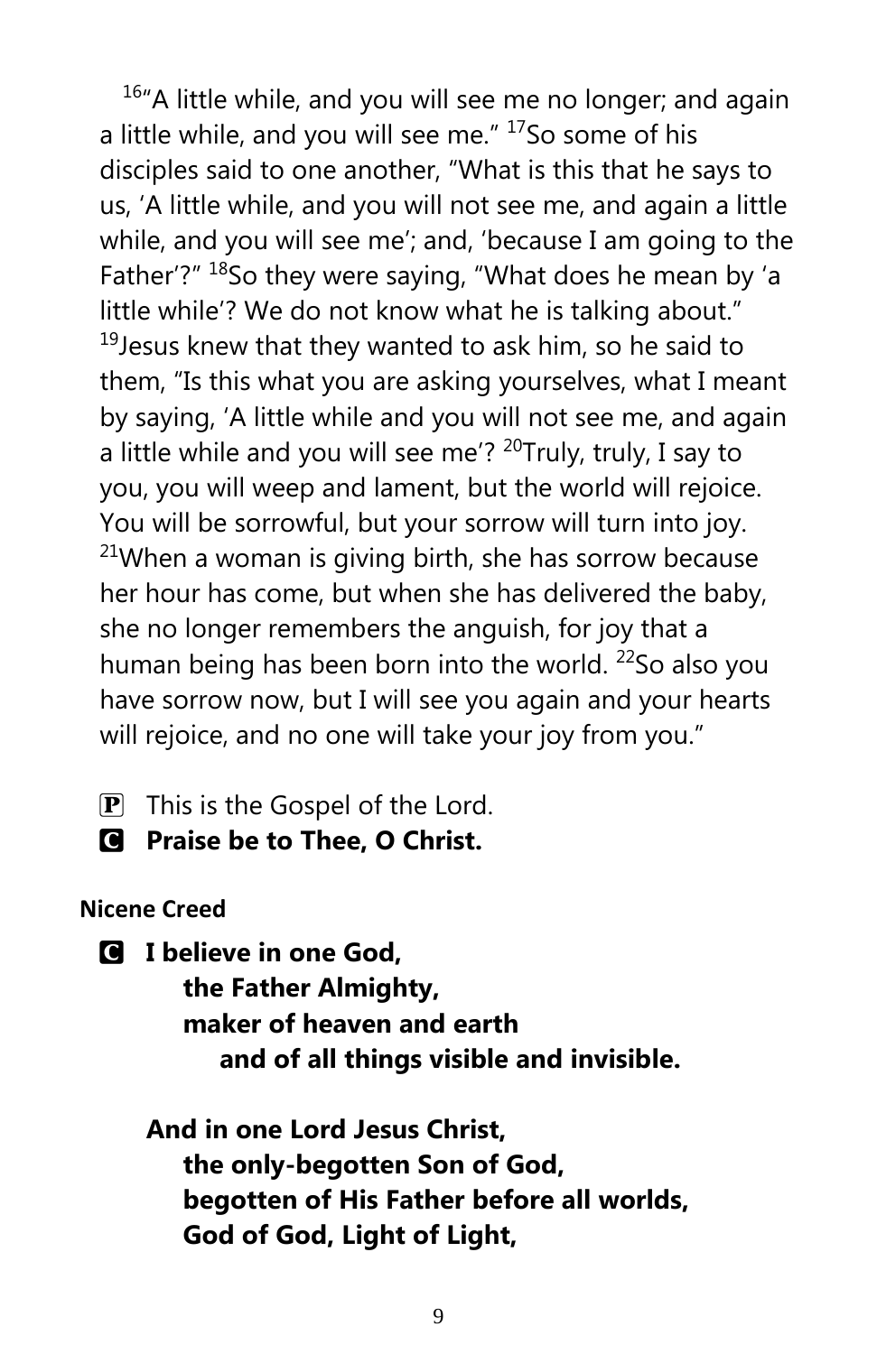[16]"A little while, and you will see me no longer; and again a little while, and you will see me." [17]So some of his disciples said to one another, "What is this that he says to us, 'A little while, and you will not see me, and again a little while, and you will see me'; and, 'because I am going to the Father'?" [18]So they were saying, "What does he mean by 'a little while'? We do not know what he is talking about." [19]Jesus knew that they wanted to ask him, so he said to them, "Is this what you are asking yourselves, what I meant by saying, 'A little while and you will not see me, and again a little while and you will see me'? [20]Truly, truly, I say to you, you will weep and lament, but the world will rejoice. You will be sorrowful, but your sorrow will turn into joy. [21]When a woman is giving birth, she has sorrow because her hour has come, but when she has delivered the baby, she no longer remembers the anguish, for joy that a human being has been born into the world. [22]So also you have sorrow now, but I will see you again and your hearts will rejoice, and no one will take your joy from you."

P This is the Gospel of the Lord.

C **Praise be to Thee, O Christ.**

**Nicene Creed**

C **I believe in one God,**
**the Father Almighty,**
**maker of heaven and earth**
**and of all things visible and invisible.**

**And in one Lord Jesus Christ,**
**the only-begotten Son of God,**
**begotten of His Father before all worlds,**
**God of God, Light of Light,**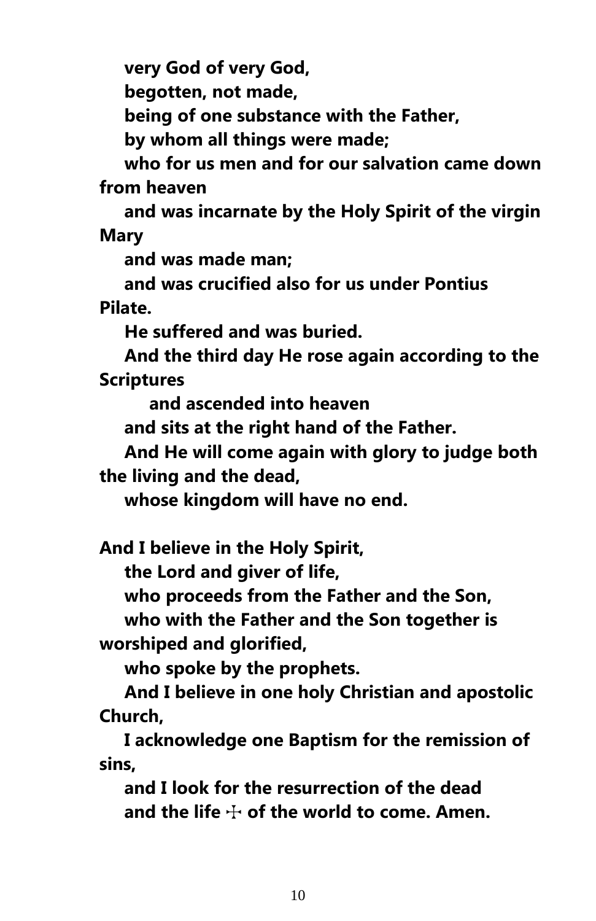**very God of very God,**
**begotten, not made,**
**being of one substance with the Father,**
**by whom all things were made;**
**who for us men and for our salvation came down from heaven**
**and was incarnate by the Holy Spirit of the virgin Mary**
**and was made man;**
**and was crucified also for us under Pontius Pilate.**
**He suffered and was buried.**
**And the third day He rose again according to the Scriptures**
**and ascended into heaven**
**and sits at the right hand of the Father.**
**And He will come again with glory to judge both the living and the dead,**
**whose kingdom will have no end.**

**And I believe in the Holy Spirit,**
**the Lord and giver of life,**
**who proceeds from the Father and the Son,**
**who with the Father and the Son together is worshiped and glorified,**
**who spoke by the prophets.**
**And I believe in one holy Christian and apostolic Church,**
**I acknowledge one Baptism for the remission of sins,**
**and I look for the resurrection of the dead**
**and the life ☩ of the world to come. Amen.**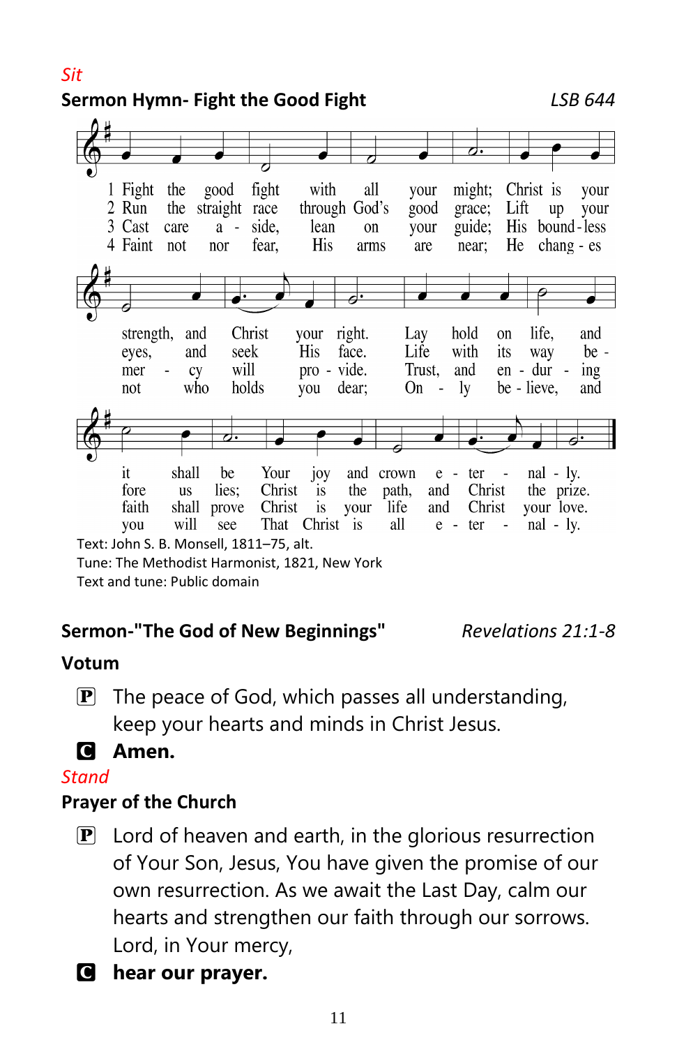*Sit*

**Sermon Hymn- Fight the Good Fight** *LSB 644*

1 Fight the good fight with all your might; Christ is your strength, and Christ your right. Lay hold on life, and it shall be Your joy and crown eternally.

2 Run the straight race through God's good grace; Lift up your eyes, and seek His face. Life with its way before us lies; Christ is the path, and Christ the prize.

3 Cast care aside, lean on your guide; His boundless mercy will provide. Trust, and enduring faith shall prove Christ is your life and Christ your love.

4 Faint not nor fear, His arms are near; He changes not who holds you dear; On -ly believe, and you will see That Christ is all eternally.

Text: John S. B. Monsell, 1811–75, alt.
Tune: The Methodist Harmonist, 1821, New York
Text and tune: Public domain

**Sermon-"The God of New Beginnings"** *Revelations 21:1-8*

**Votum**

P The peace of God, which passes all understanding, keep your hearts and minds in Christ Jesus.

C **Amen.**

*Stand*

**Prayer of the Church**

P Lord of heaven and earth, in the glorious resurrection of Your Son, Jesus, You have given the promise of our own resurrection. As we await the Last Day, calm our hearts and strengthen our faith through our sorrows. Lord, in Your mercy,

C **hear our prayer.**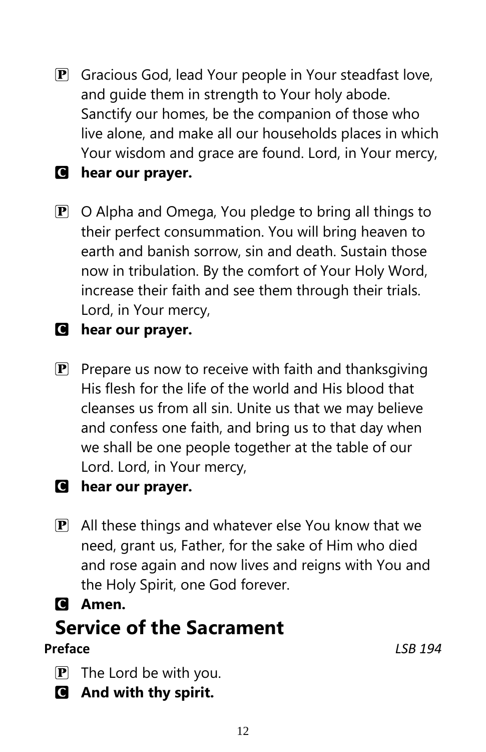P Gracious God, lead Your people in Your steadfast love, and guide them in strength to Your holy abode. Sanctify our homes, be the companion of those who live alone, and make all our households places in which Your wisdom and grace are found. Lord, in Your mercy,

C **hear our prayer.**

P O Alpha and Omega, You pledge to bring all things to their perfect consummation. You will bring heaven to earth and banish sorrow, sin and death. Sustain those now in tribulation. By the comfort of Your Holy Word, increase their faith and see them through their trials. Lord, in Your mercy,

C **hear our prayer.**

P Prepare us now to receive with faith and thanksgiving His flesh for the life of the world and His blood that cleanses us from all sin. Unite us that we may believe and confess one faith, and bring us to that day when we shall be one people together at the table of our Lord. Lord, in Your mercy,

C **hear our prayer.**

P All these things and whatever else You know that we need, grant us, Father, for the sake of Him who died and rose again and now lives and reigns with You and the Holy Spirit, one God forever.

C **Amen.**

# Service of the Sacrament

**Preface** *LSB 194*

P The Lord be with you.

C **And with thy spirit.**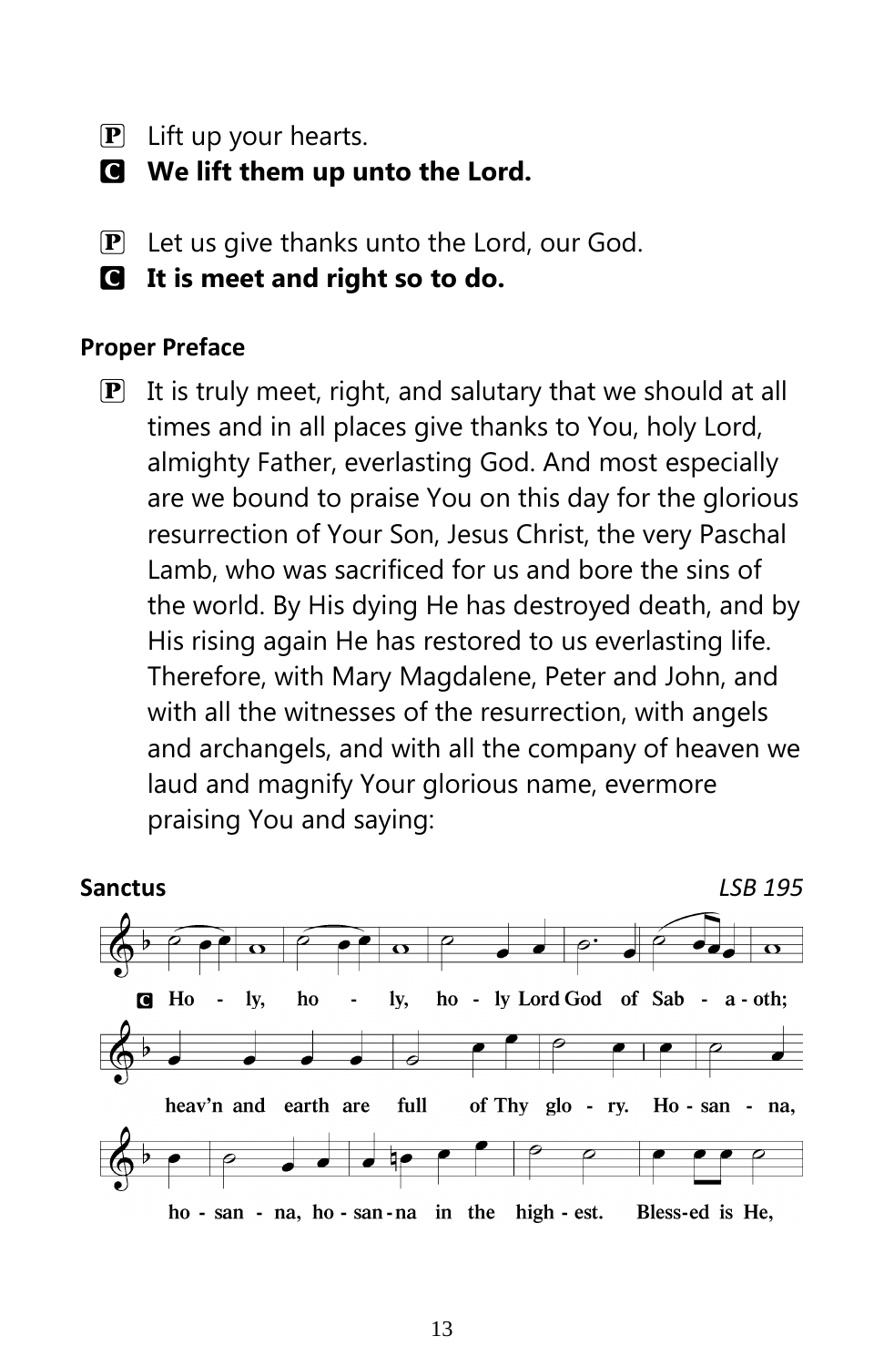P Lift up your hearts.

C **We lift them up unto the Lord.**

P Let us give thanks unto the Lord, our God.

C **It is meet and right so to do.**

**Proper Preface**

P It is truly meet, right, and salutary that we should at all times and in all places give thanks to You, holy Lord, almighty Father, everlasting God. And most especially are we bound to praise You on this day for the glorious resurrection of Your Son, Jesus Christ, the very Paschal Lamb, who was sacrificed for us and bore the sins of the world. By His dying He has destroyed death, and by His rising again He has restored to us everlasting life. Therefore, with Mary Magdalene, Peter and John, and with all the witnesses of the resurrection, with angels and archangels, and with all the company of heaven we laud and magnify Your glorious name, evermore praising You and saying:

**Sanctus** *LSB 195*

C **Ho - ly, ho - ly, ho - ly Lord God of Sab - a - oth; heav'n and earth are full of Thy glo - ry. Ho - san - na, ho - san - na, ho - san - na in the high - est. Bless-ed is He,**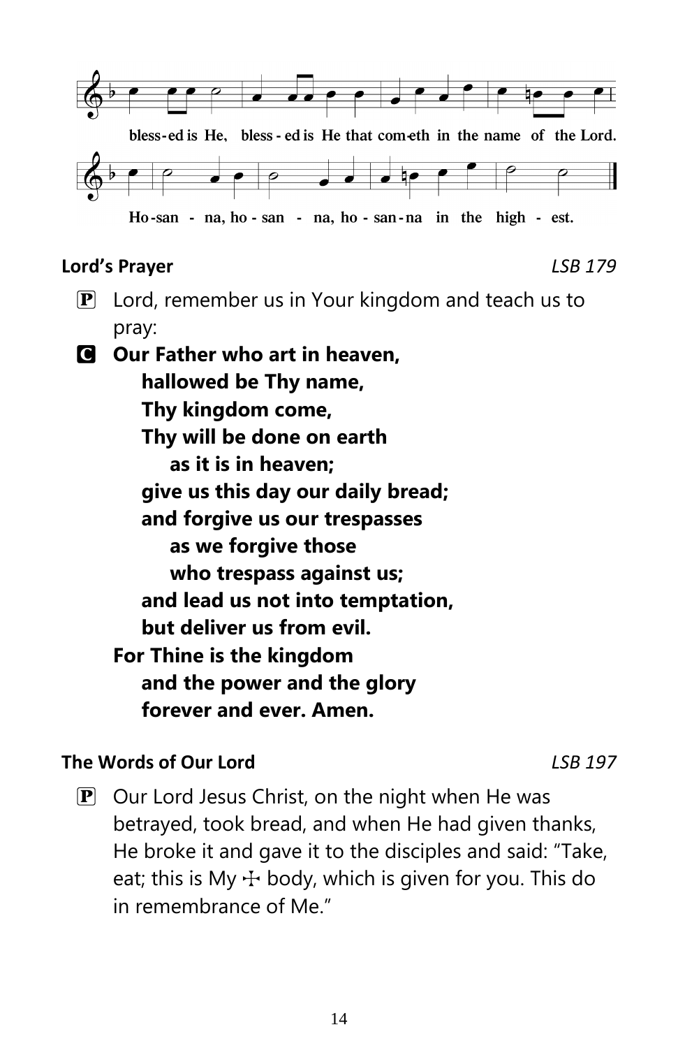bless-ed is He, bless-ed is He that com-eth in the name of the Lord.

Ho-san - na, ho-san - na, ho-san-na in the high - est.

**Lord's Prayer** *LSB 179*

P Lord, remember us in Your kingdom and teach us to pray:

C **Our Father who art in heaven,**
**hallowed be Thy name,**
**Thy kingdom come,**
**Thy will be done on earth**
**as it is in heaven;**
**give us this day our daily bread;**
**and forgive us our trespasses**
**as we forgive those**
**who trespass against us;**
**and lead us not into temptation,**
**but deliver us from evil.**
**For Thine is the kingdom**
**and the power and the glory**
**forever and ever. Amen.**

**The Words of Our Lord** *LSB 197*

P Our Lord Jesus Christ, on the night when He was betrayed, took bread, and when He had given thanks, He broke it and gave it to the disciples and said: "Take, eat; this is My ☩ body, which is given for you. This do in remembrance of Me."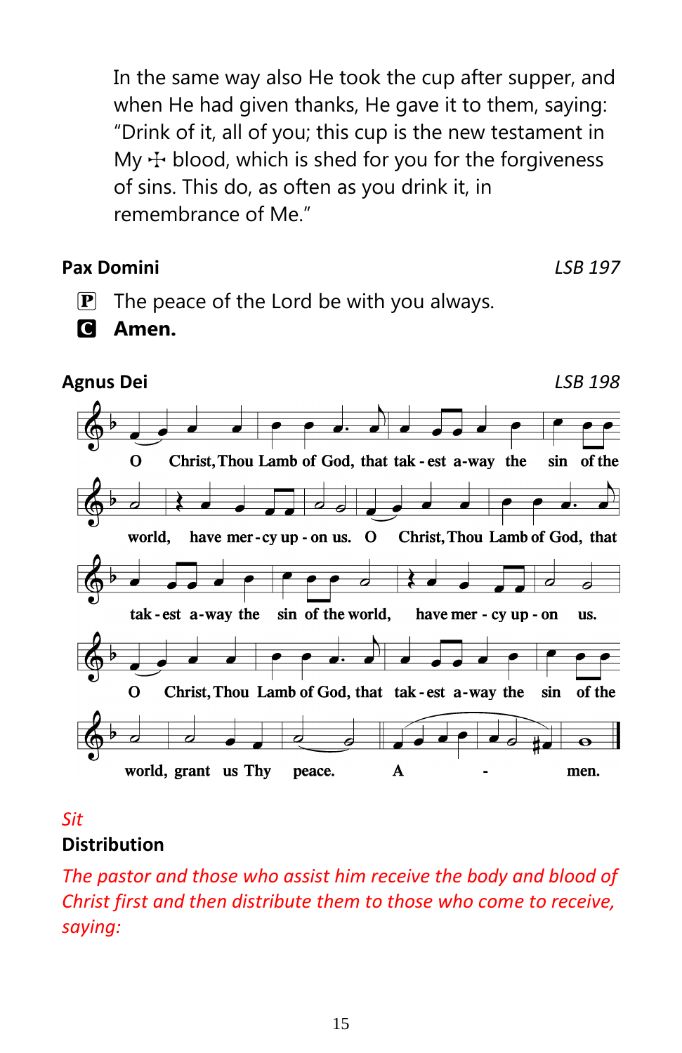In the same way also He took the cup after supper, and when He had given thanks, He gave it to them, saying: "Drink of it, all of you; this cup is the new testament in My ☩ blood, which is shed for you for the forgiveness of sins. This do, as often as you drink it, in remembrance of Me."

**Pax Domini** *LSB 197*

P The peace of the Lord be with you always.

C **Amen.**

**Agnus Dei** *LSB 198*

O Christ, Thou Lamb of God, that tak - est a-way the sin of the world, have mer - cy up - on us. O Christ, Thou Lamb of God, that tak - est a-way the sin of the world, have mer - cy up - on us. O Christ, Thou Lamb of God, that tak - est a-way the sin of the world, grant us Thy peace. A - men.

*Sit*

**Distribution**

*The pastor and those who assist him receive the body and blood of Christ first and then distribute them to those who come to receive, saying:*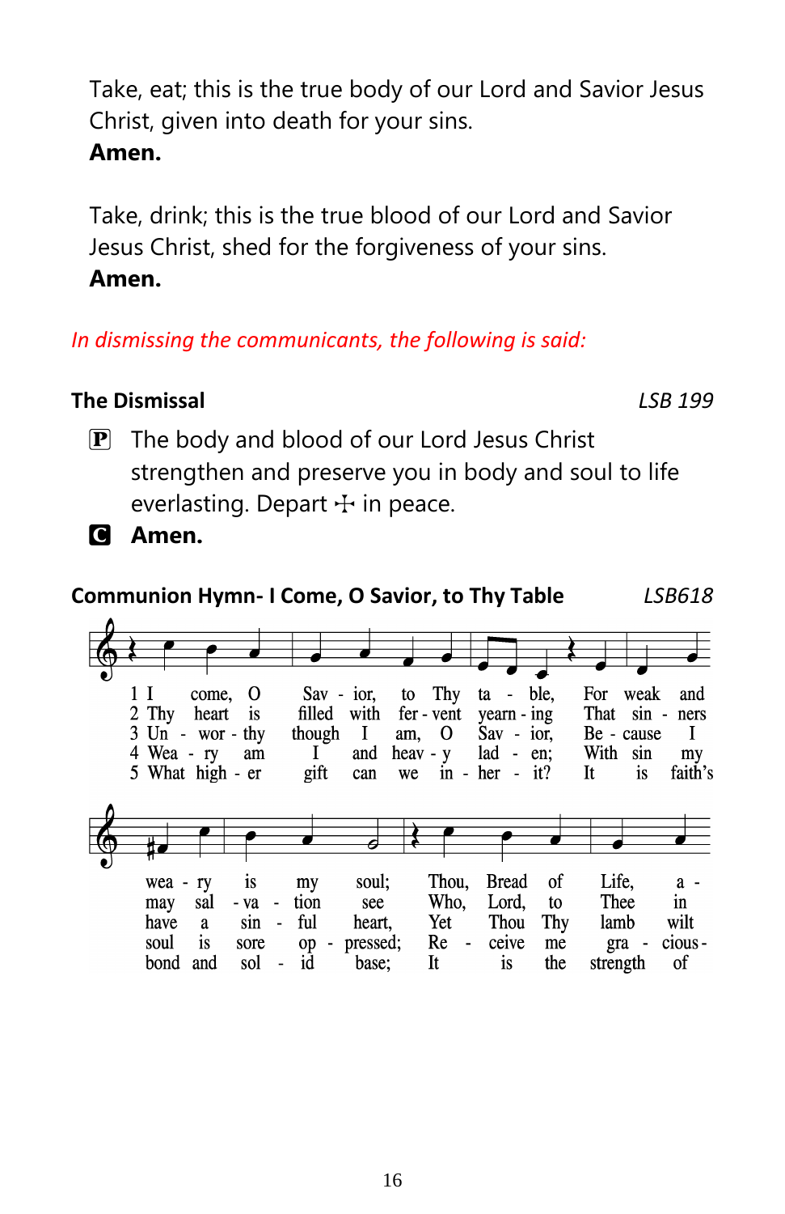Take, eat; this is the true body of our Lord and Savior Jesus Christ, given into death for your sins.
**Amen.**

Take, drink; this is the true blood of our Lord and Savior Jesus Christ, shed for the forgiveness of your sins.
**Amen.**

*In dismissing the communicants, the following is said:*

### The Dismissal *LSB 199*

P The body and blood of our Lord Jesus Christ strengthen and preserve you in body and soul to life everlasting. Depart ☩ in peace.

C **Amen.**

### Communion Hymn- I Come, O Savior, to Thy Table *LSB618*

1 I come, O Savior, to Thy table, For weak and weary is my soul; Thou, Bread of Life, a-

2 Thy heart is filled with fervent yearning That sinners may salvation see Who, Lord, to Thee in

3 Unworthy though I am, O Savior, Because I have a sinful heart, Yet Thou Thy lamb wilt

4 Weary am I and heavy laden; With sin my soul is sore oppressed; Receive me graciously-

5 What higher gift can we inherit? It is my faith's bond and solid base; It is the strength of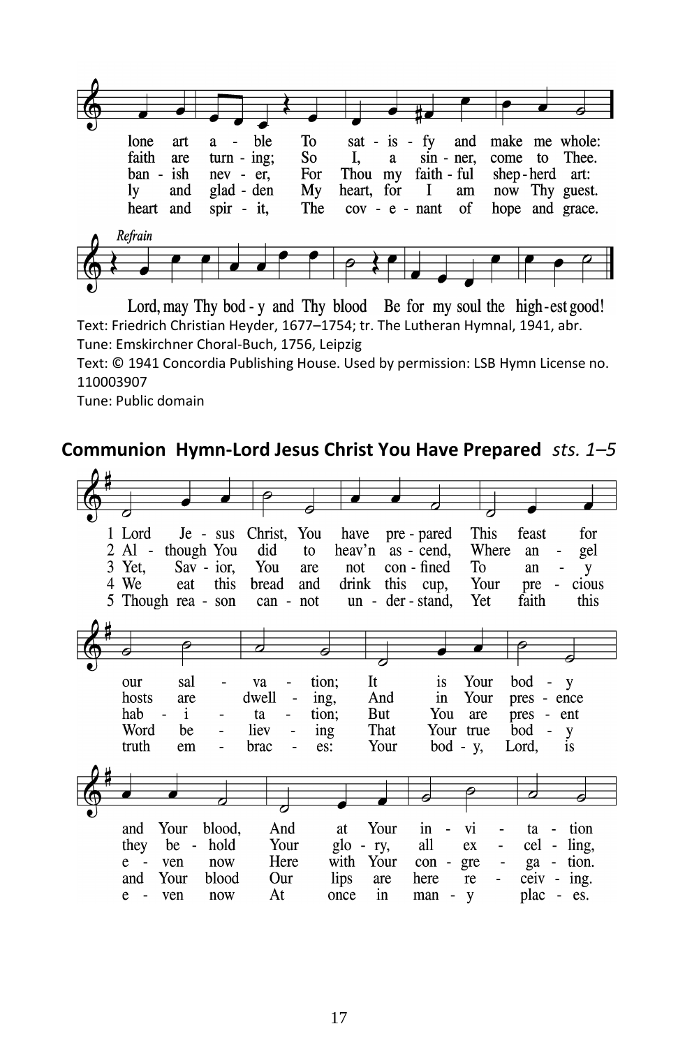lone art a - ble To sat - is - fy and make me whole:
faith are turn - ing; So I, a sin - ner, come to Thee.
ban - ish nev - er, For Thou my faith - ful shep - herd art:
ly and glad - den My heart, for I am now Thy guest.
heart and spir - it, The cov - e - nant of hope and grace.

*Refrain*

Lord, may Thy bod - y and Thy blood Be for my soul the high - est good!

Text: Friedrich Christian Heyder, 1677–1754; tr. The Lutheran Hymnal, 1941, abr.
Tune: Emskirchner Choral-Buch, 1756, Leipzig
Text: © 1941 Concordia Publishing House. Used by permission: LSB Hymn License no. 110003907
Tune: Public domain

## Communion Hymn-Lord Jesus Christ You Have Prepared *sts. 1–5*

1 Lord Je - sus Christ, You have pre - pared This feast for our sal - va - tion; It is Your bod - y and Your blood, And at Your in - vi - ta - tion

2 Al - though You did to heav'n as - cend, Where an - gel hosts are dwell - ing, And in Your pres - ence they be - hold Your glo - ry, all ex - cel - ling,

3 Yet, Sav - ior, You are not con - fined To an - y hab - i - ta - tion; But You are pres - ent e - ven now Here with Your con - gre - ga - tion.

4 We eat this bread and drink this cup, Your pre - cious Word be - liev - ing That Your true bod - y and Your blood Our lips are here re - ceiv - ing.

5 Though rea - son can - not un - der - stand, Yet faith this truth em - brac - es: Your bod - y, Lord, is e - ven now At once in man - y plac - es.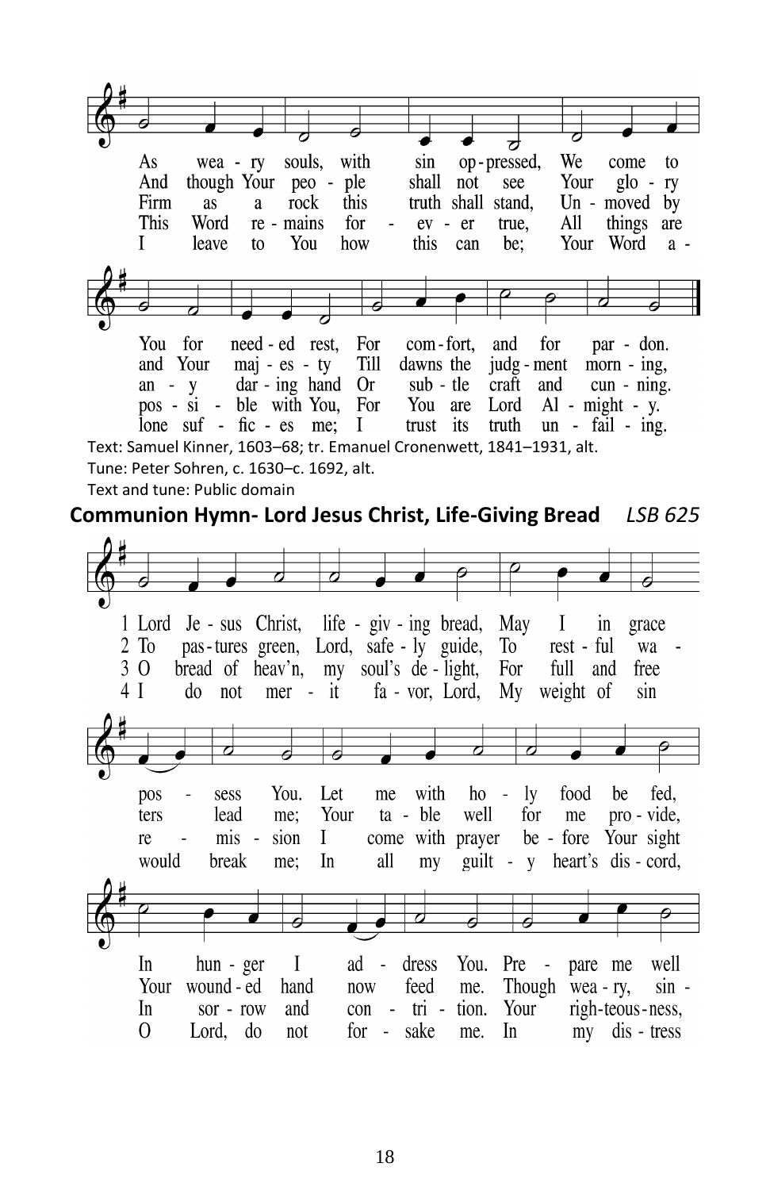As weary souls, with sin oppressed, We come to You for needed rest, For comfort, and for pardon.
And though Your people shall not see Your glory and Your majesty Till dawns the judgment morning,
Firm as a rock this truth shall stand, Unmoved by any daring hand Or subtle craft and cunning.
This Word remains forever true, All things are possible with You, For You are Lord Almighty.
I leave to You how this can be; Your Word alone sufficies me; I trust its truth unfailing.

Text: Samuel Kinner, 1603–68; tr. Emanuel Cronenwett, 1841–1931, alt.
Tune: Peter Sohren, c. 1630–c. 1692, alt.
Text and tune: Public domain

## Communion Hymn- Lord Jesus Christ, Life-Giving Bread *LSB 625*

1 Lord Jesus Christ, life-giving bread, May I in grace possess You. Let me with holy food be fed, In hunger I address You. Prepare me well

2 To pastures green, Lord, safely guide, To restful waters lead me; Your table well for me provide, Your wounded hand now feed me. Though weary, sin-

3 O bread of heav'n, my soul's delight, For full and free remission I come with prayer before Your sight In sorrow and contrition. Your righteousness,

4 I do not merit favor, Lord, My weight of sin would break me; In all my guilty heart's discord, O Lord, do not forsake me. In my distress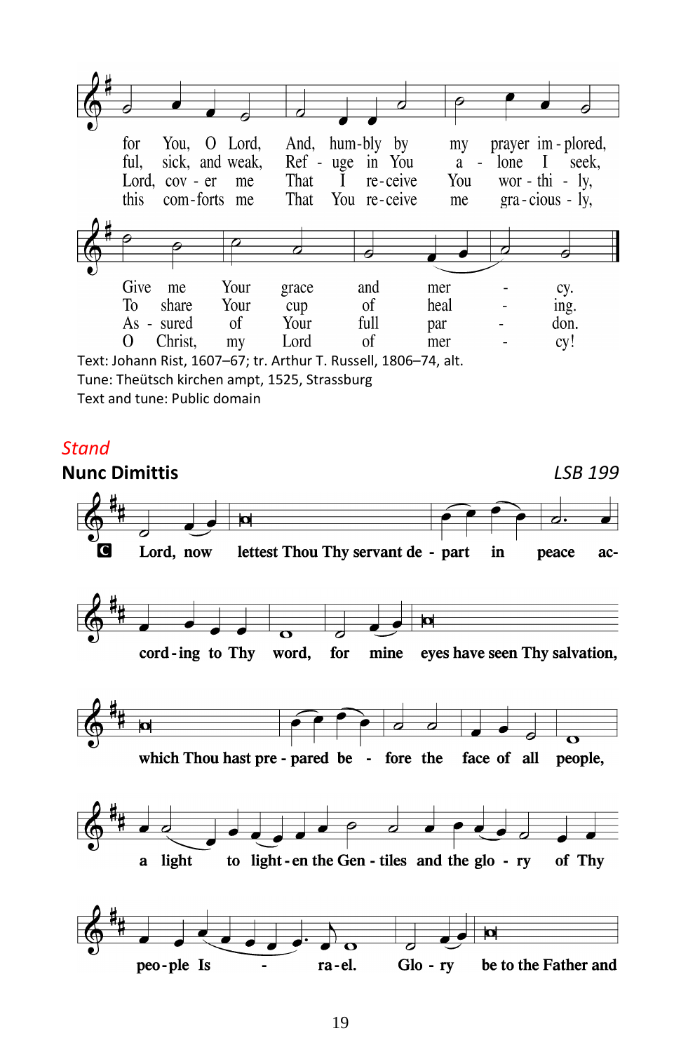for You, O Lord, And, hum-bly by my prayer im-plored,
ful, sick, and weak, Ref - uge in You a - lone I seek,
Lord, cov - er me That I re-ceive You wor - thi - ly,
this com-forts me That You re-ceive me gra-cious - ly,

Give me Your grace and mer - cy.
To share Your cup of heal - ing.
As - sured of Your full par - don.
O Christ, my Lord of mer - cy!

Text: Johann Rist, 1607–67; tr. Arthur T. Russell, 1806–74, alt.
Tune: Theütsch kirchen ampt, 1525, Strassburg
Text and tune: Public domain

*Stand*

## Nunc Dimittis

*LSB 199*

C Lord, now lettest Thou Thy servant de - part in peace ac-cord-ing to Thy word, for mine eyes have seen Thy salvation, which Thou hast pre - pared be - fore the face of all people, a light to light-en the Gen - tiles and the glo - ry of Thy peo-ple Is - ra-el. Glo - ry be to the Father and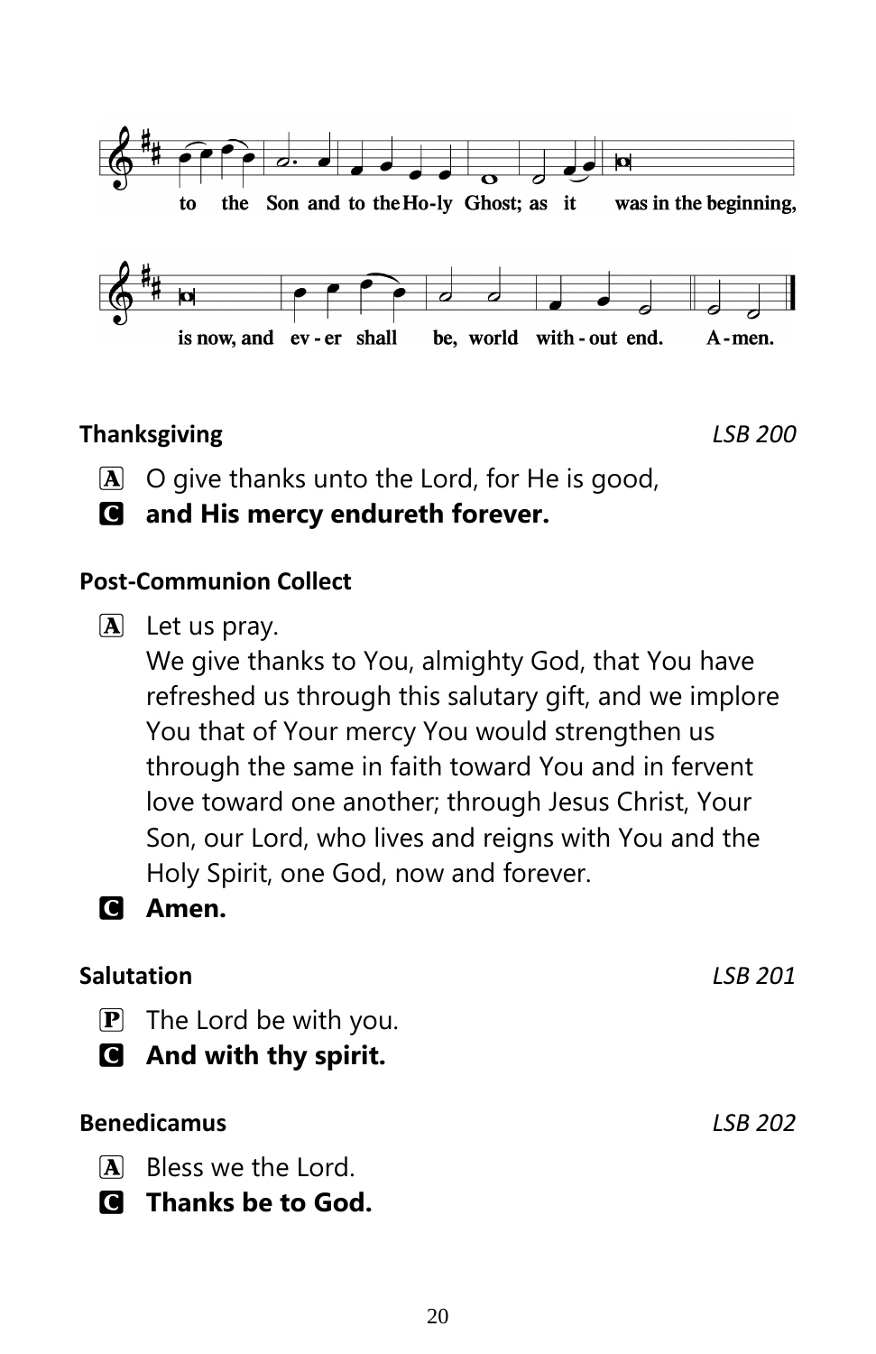to the Son and to the Ho-ly Ghost; as it was in the beginning,

is now, and ev - er shall be, world with - out end. A - men.

**Thanksgiving** *LSB 200*

A O give thanks unto the Lord, for He is good,

C **and His mercy endureth forever.**

**Post-Communion Collect**

A Let us pray.
We give thanks to You, almighty God, that You have refreshed us through this salutary gift, and we implore You that of Your mercy You would strengthen us through the same in faith toward You and in fervent love toward one another; through Jesus Christ, Your Son, our Lord, who lives and reigns with You and the Holy Spirit, one God, now and forever.

C **Amen.**

**Salutation** *LSB 201*

P The Lord be with you.

C **And with thy spirit.**

**Benedicamus** *LSB 202*

A Bless we the Lord.

C **Thanks be to God.**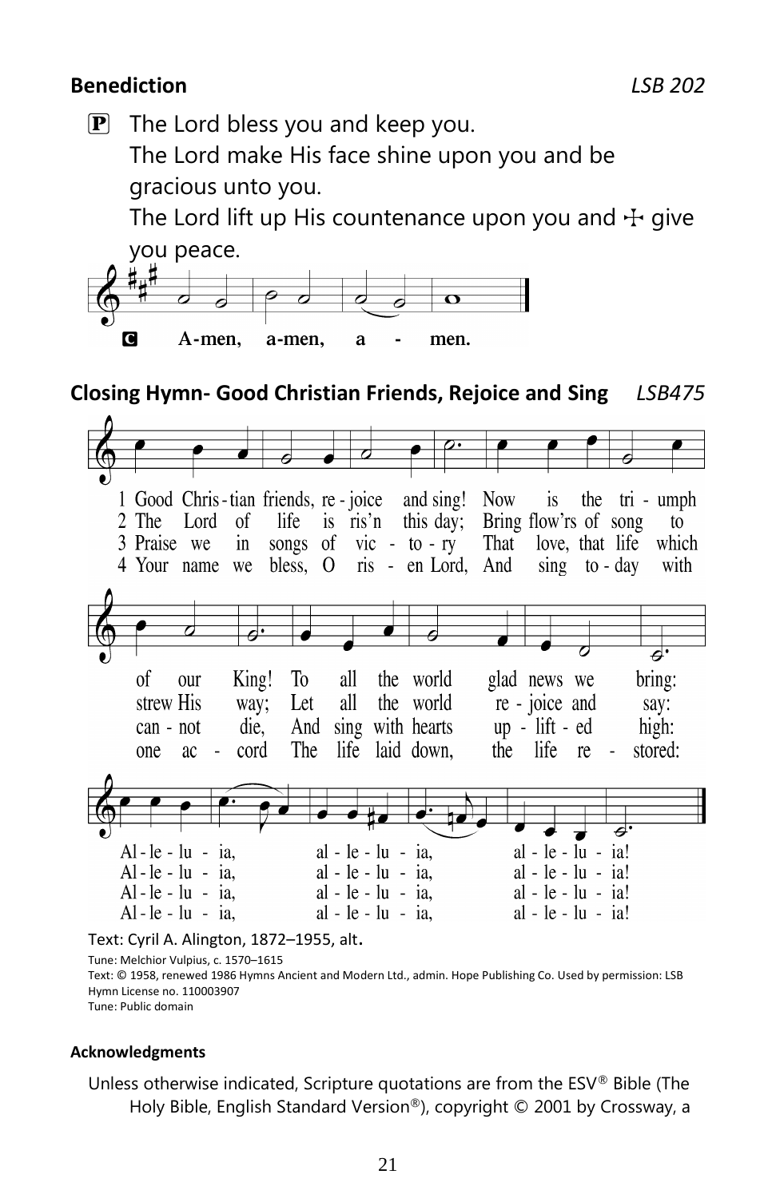**Benediction** *LSB 202*

P The Lord bless you and keep you.
The Lord make His face shine upon you and be gracious unto you.
The Lord lift up His countenance upon you and ☩ give you peace.

C **Amen, amen, amen.**

**Closing Hymn- Good Christian Friends, Rejoice and Sing** *LSB475*

1 Good Christian friends, rejoice and sing!
Now is the triumph of our King!
To all the world glad news we bring:
Alleluia, alleluia, alleluia!

2 The Lord of life is ris'n this day;
Bring flow'rs of song to strew His way;
Let all the world rejoice and say:
Alleluia, alleluia, alleluia!

3 Praise we in songs of victory
That love, that life which cannot die,
And sing with hearts uplifted high:
Alleluia, alleluia, alleluia!

4 Your name we bless, O risen Lord,
And sing today with one accord
The life laid down, the life restored:
Alleluia, alleluia, alleluia!

Text: Cyril A. Alington, 1872–1955, alt.
Tune: Melchior Vulpius, c. 1570–1615
Text: © 1958, renewed 1986 Hymns Ancient and Modern Ltd., admin. Hope Publishing Co. Used by permission: LSB Hymn License no. 110003907
Tune: Public domain

**Acknowledgments**

Unless otherwise indicated, Scripture quotations are from the ESV® Bible (The Holy Bible, English Standard Version®), copyright © 2001 by Crossway, a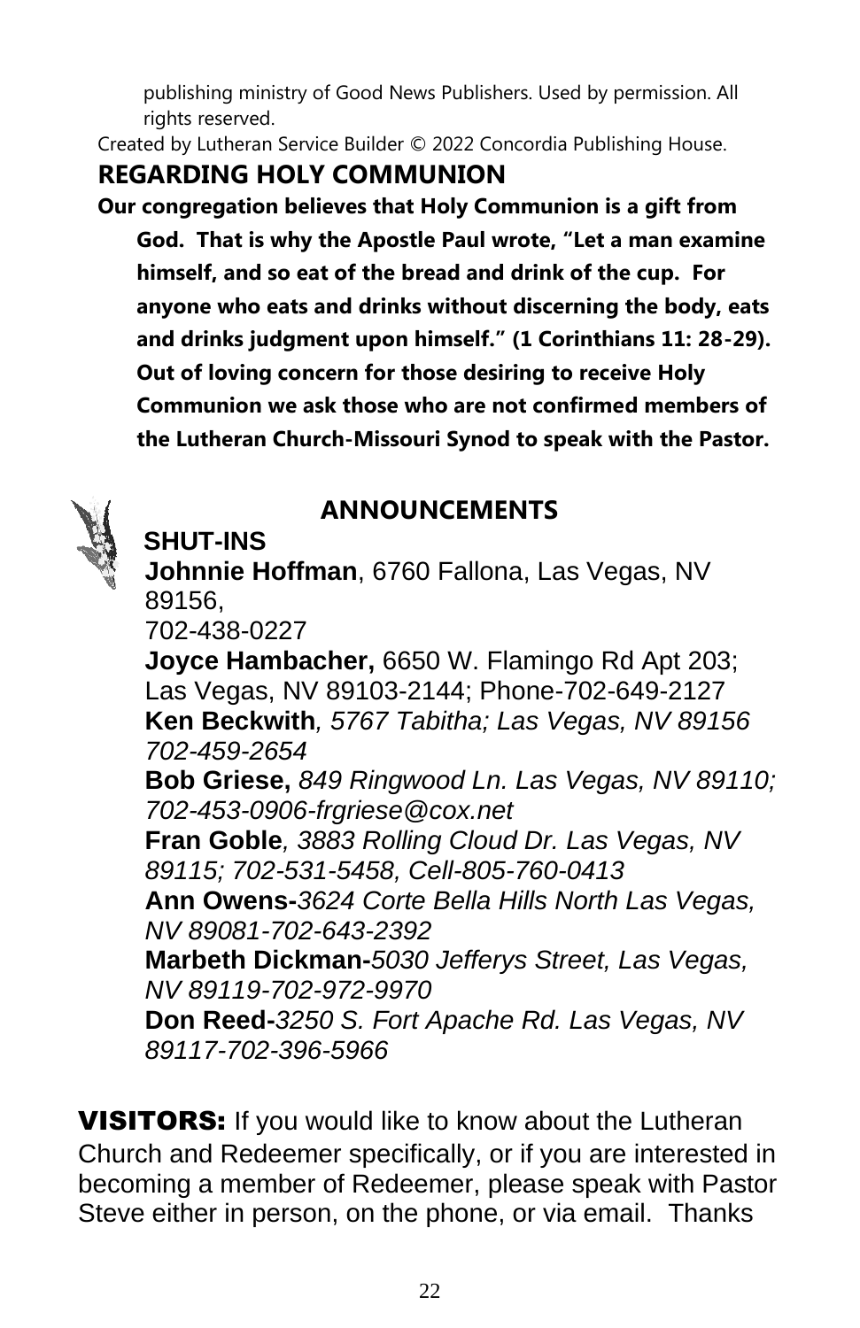publishing ministry of Good News Publishers. Used by permission. All rights reserved.

Created by Lutheran Service Builder © 2022 Concordia Publishing House.

## REGARDING HOLY COMMUNION

**Our congregation believes that Holy Communion is a gift from God. That is why the Apostle Paul wrote, "Let a man examine himself, and so eat of the bread and drink of the cup. For anyone who eats and drinks without discerning the body, eats and drinks judgment upon himself." (1 Corinthians 11: 28-29). Out of loving concern for those desiring to receive Holy Communion we ask those who are not confirmed members of the Lutheran Church-Missouri Synod to speak with the Pastor.**

## ANNOUNCEMENTS

**SHUT-INS**

**Johnnie Hoffman**, 6760 Fallona, Las Vegas, NV 89156,
702-438-0227

**Joyce Hambacher,** 6650 W. Flamingo Rd Apt 203; Las Vegas, NV 89103-2144; Phone-702-649-2127

**Ken Beckwith***, 5767 Tabitha; Las Vegas, NV 89156 702-459-2654*

**Bob Griese,** *849 Ringwood Ln. Las Vegas, NV 89110; 702-453-0906-frgriese@cox.net*

**Fran Goble***, 3883 Rolling Cloud Dr. Las Vegas, NV 89115; 702-531-5458, Cell-805-760-0413*

**Ann Owens-***3624 Corte Bella Hills North Las Vegas, NV 89081-702-643-2392*

**Marbeth Dickman-***5030 Jefferys Street, Las Vegas, NV 89119-702-972-9970*

**Don Reed-***3250 S. Fort Apache Rd. Las Vegas, NV 89117-702-396-5966*

**VISITORS:** If you would like to know about the Lutheran Church and Redeemer specifically, or if you are interested in becoming a member of Redeemer, please speak with Pastor Steve either in person, on the phone, or via email. Thanks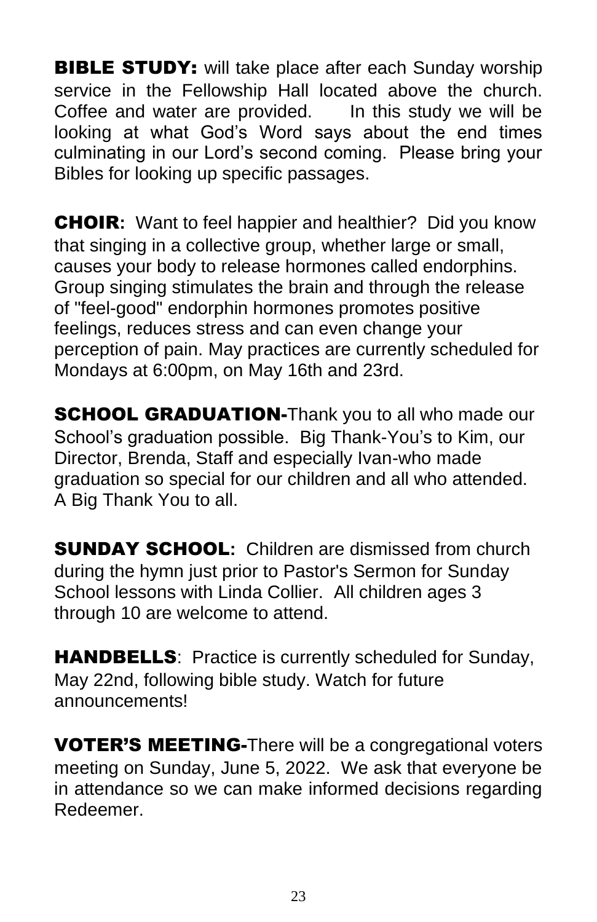**BIBLE STUDY:** will take place after each Sunday worship service in the Fellowship Hall located above the church. Coffee and water are provided. In this study we will be looking at what God's Word says about the end times culminating in our Lord's second coming. Please bring your Bibles for looking up specific passages.

**CHOIR:** Want to feel happier and healthier? Did you know that singing in a collective group, whether large or small, causes your body to release hormones called endorphins. Group singing stimulates the brain and through the release of "feel-good" endorphin hormones promotes positive feelings, reduces stress and can even change your perception of pain. May practices are currently scheduled for Mondays at 6:00pm, on May 16th and 23rd.

**SCHOOL GRADUATION-**Thank you to all who made our School's graduation possible. Big Thank-You's to Kim, our Director, Brenda, Staff and especially Ivan-who made graduation so special for our children and all who attended. A Big Thank You to all.

**SUNDAY SCHOOL:** Children are dismissed from church during the hymn just prior to Pastor's Sermon for Sunday School lessons with Linda Collier. All children ages 3 through 10 are welcome to attend.

**HANDBELLS**: Practice is currently scheduled for Sunday, May 22nd, following bible study. Watch for future announcements!

**VOTER'S MEETING-**There will be a congregational voters meeting on Sunday, June 5, 2022. We ask that everyone be in attendance so we can make informed decisions regarding Redeemer.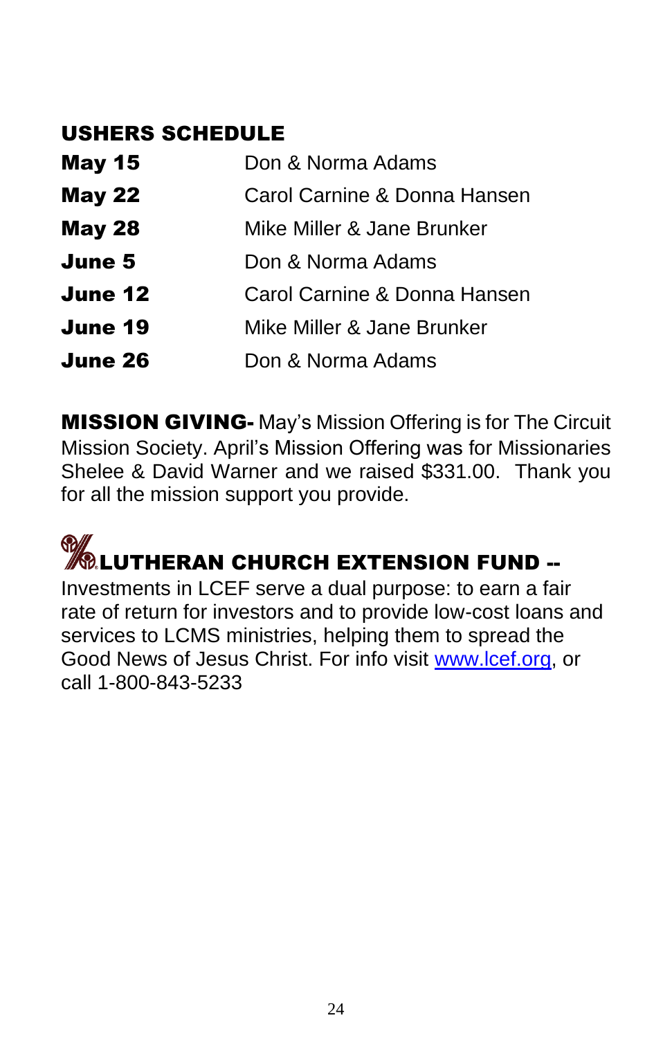## USHERS SCHEDULE

| | |
|---|---|
| **May 15** | Don & Norma Adams |
| **May 22** | Carol Carnine & Donna Hansen |
| **May 28** | Mike Miller & Jane Brunker |
| **June 5** | Don & Norma Adams |
| **June 12** | Carol Carnine & Donna Hansen |
| **June 19** | Mike Miller & Jane Brunker |
| **June 26** | Don & Norma Adams |

**MISSION GIVING-** May's Mission Offering is for The Circuit Mission Society. April's Mission Offering was for Missionaries Shelee & David Warner and we raised $331.00. Thank you for all the mission support you provide.

## LUTHERAN CHURCH EXTENSION FUND --

Investments in LCEF serve a dual purpose: to earn a fair rate of return for investors and to provide low-cost loans and services to LCMS ministries, helping them to spread the Good News of Jesus Christ. For info visit www.lcef.org, or call 1-800-843-5233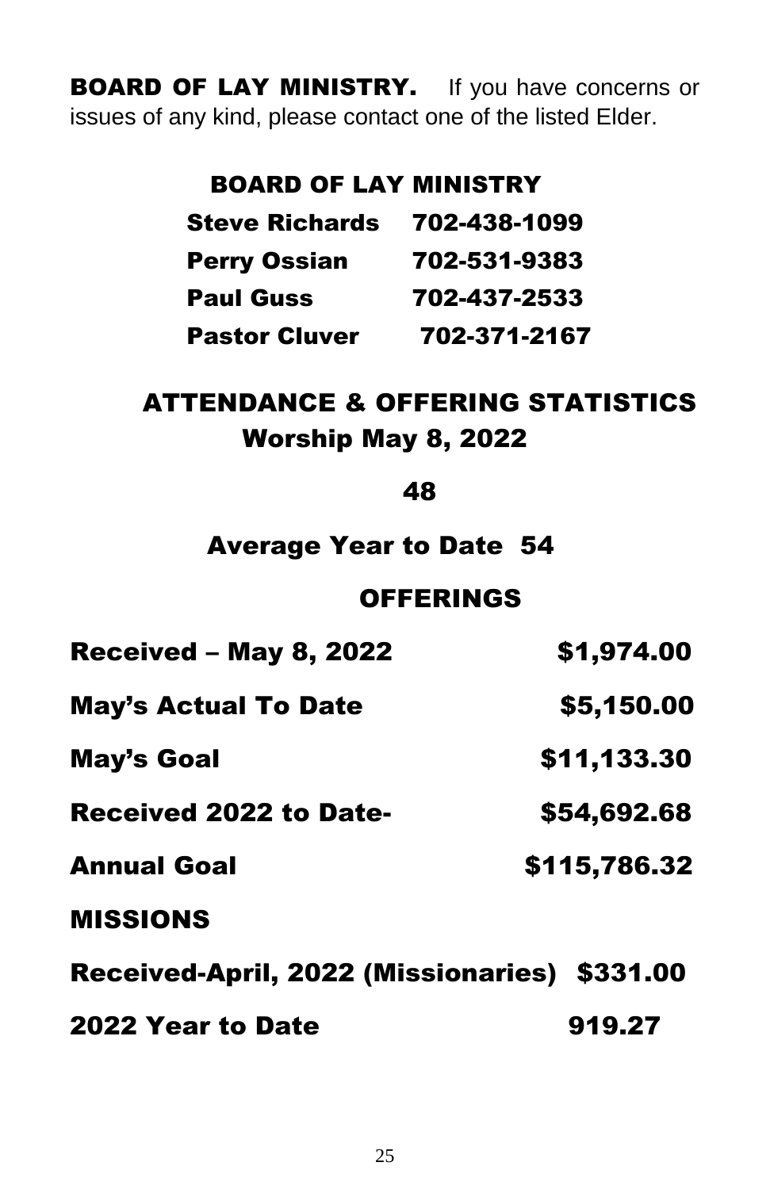**BOARD OF LAY MINISTRY.** If you have concerns or issues of any kind, please contact one of the listed Elder.

## BOARD OF LAY MINISTRY

| | |
|---|---|
| **Steve Richards** | **702-438-1099** |
| **Perry Ossian** | **702-531-9383** |
| **Paul Guss** | **702-437-2533** |
| **Pastor Cluver** | **702-371-2167** |

## ATTENDANCE & OFFERING STATISTICS

### Worship May 8, 2022

**48**

**Average Year to Date 54**

## OFFERINGS

| | |
|---|---|
| **Received – May 8, 2022** | **$1,974.00** |
| **May's Actual To Date** | **$5,150.00** |
| **May's Goal** | **$11,133.30** |
| **Received 2022 to Date-** | **$54,692.68** |
| **Annual Goal** | **$115,786.32** |

**MISSIONS**

| | |
|---|---|
| **Received-April, 2022 (Missionaries)** | **$331.00** |
| **2022 Year to Date** | **919.27** |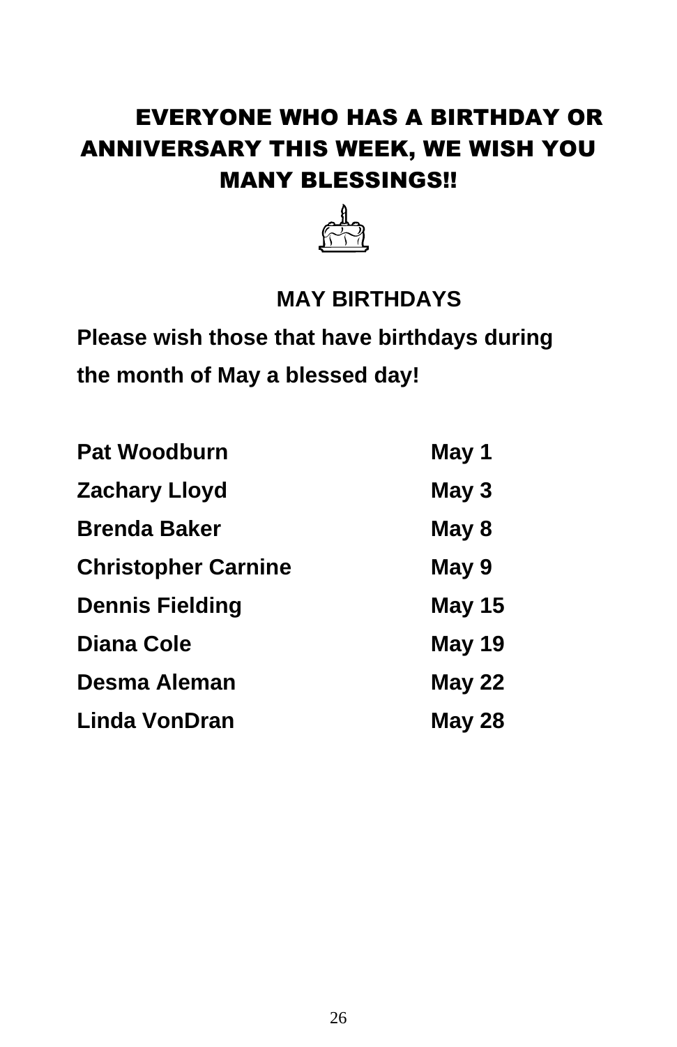# EVERYONE WHO HAS A BIRTHDAY OR ANNIVERSARY THIS WEEK, WE WISH YOU MANY BLESSINGS!!

## MAY BIRTHDAYS

**Please wish those that have birthdays during the month of May a blessed day!**

| | |
|---|---|
| **Pat Woodburn** | **May 1** |
| **Zachary Lloyd** | **May 3** |
| **Brenda Baker** | **May 8** |
| **Christopher Carnine** | **May 9** |
| **Dennis Fielding** | **May 15** |
| **Diana Cole** | **May 19** |
| **Desma Aleman** | **May 22** |
| **Linda VonDran** | **May 28** |